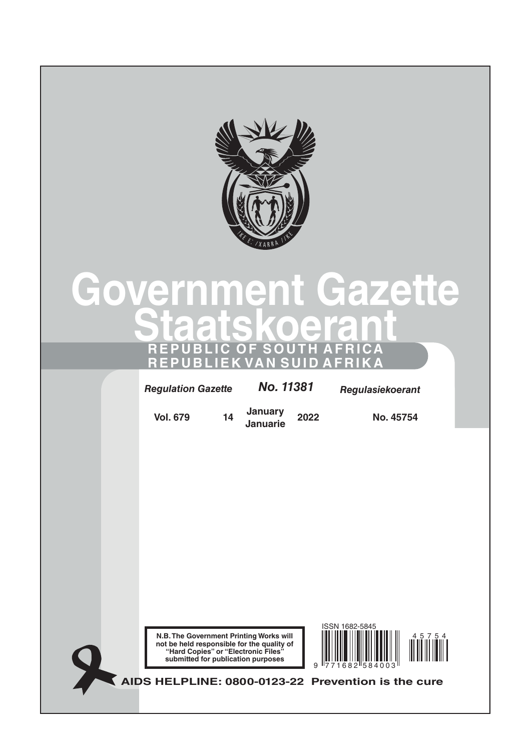# Government Gazette
# Staatskoerant

**REPUBLIC OF SOUTH AFRICA**
**REPUBLIEK VAN SUID AFRIKA**

| *Regulation Gazette* | | *No. 11381* | | *Regulasiekoerant* |
|---|---|---|---|---|
| **Vol. 679** | **14** | **January Januarie** | **2022** | **No. 45754** |

**N.B. The Government Printing Works will not be held responsible for the quality of "Hard Copies" or "Electronic Files" submitted for publication purposes**

ISSN 1682-5845

9 771682 584003

4 5 7 5 4

**AIDS HELPLINE: 0800-0123-22 Prevention is the cure**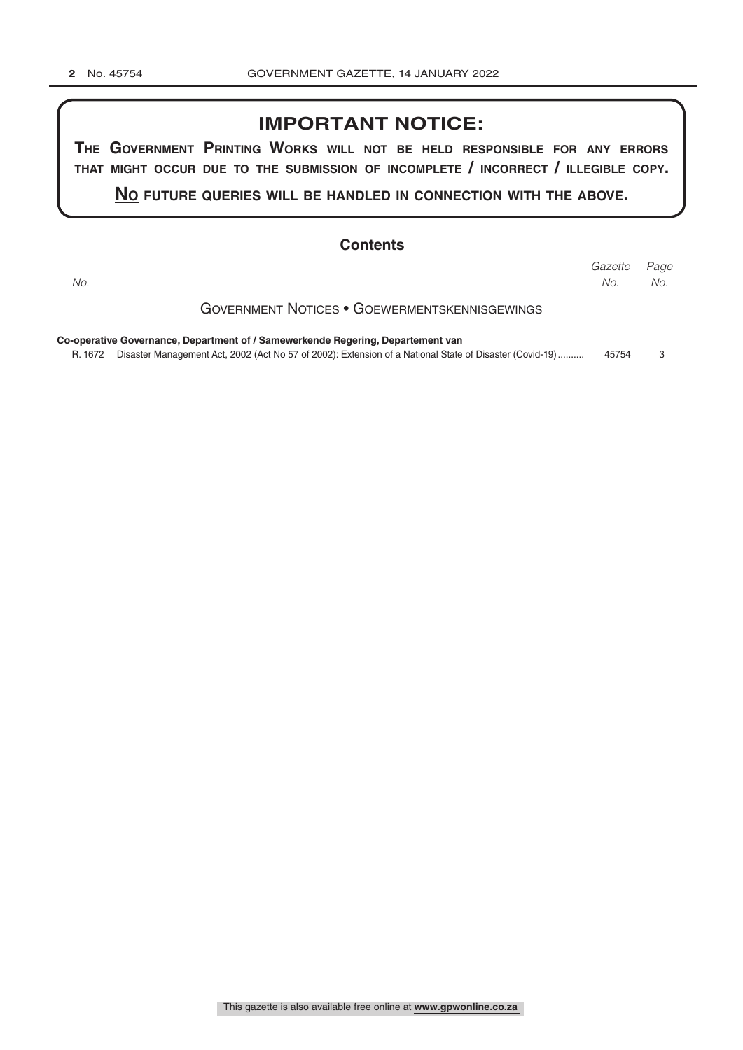## IMPORTANT NOTICE:

**THE GOVERNMENT PRINTING WORKS WILL NOT BE HELD RESPONSIBLE FOR ANY ERRORS THAT MIGHT OCCUR DUE TO THE SUBMISSION OF INCOMPLETE / INCORRECT / ILLEGIBLE COPY.**

**NO FUTURE QUERIES WILL BE HANDLED IN CONNECTION WITH THE ABOVE.**

## Contents

| *No.* | | *Gazette No.* | *Page No.* |
|---|---|---|---|
| | GOVERNMENT NOTICES • GOEWERMENTSKENNISGEWINGS | | |
| | **Co-operative Governance, Department of / Samewerkende Regering, Departement van** | | |
| R. 1672 | Disaster Management Act, 2002 (Act No 57 of 2002): Extension of a National State of Disaster (Covid-19) .......... | 45754 | 3 |

This gazette is also available free online at **www.gpwonline.co.za**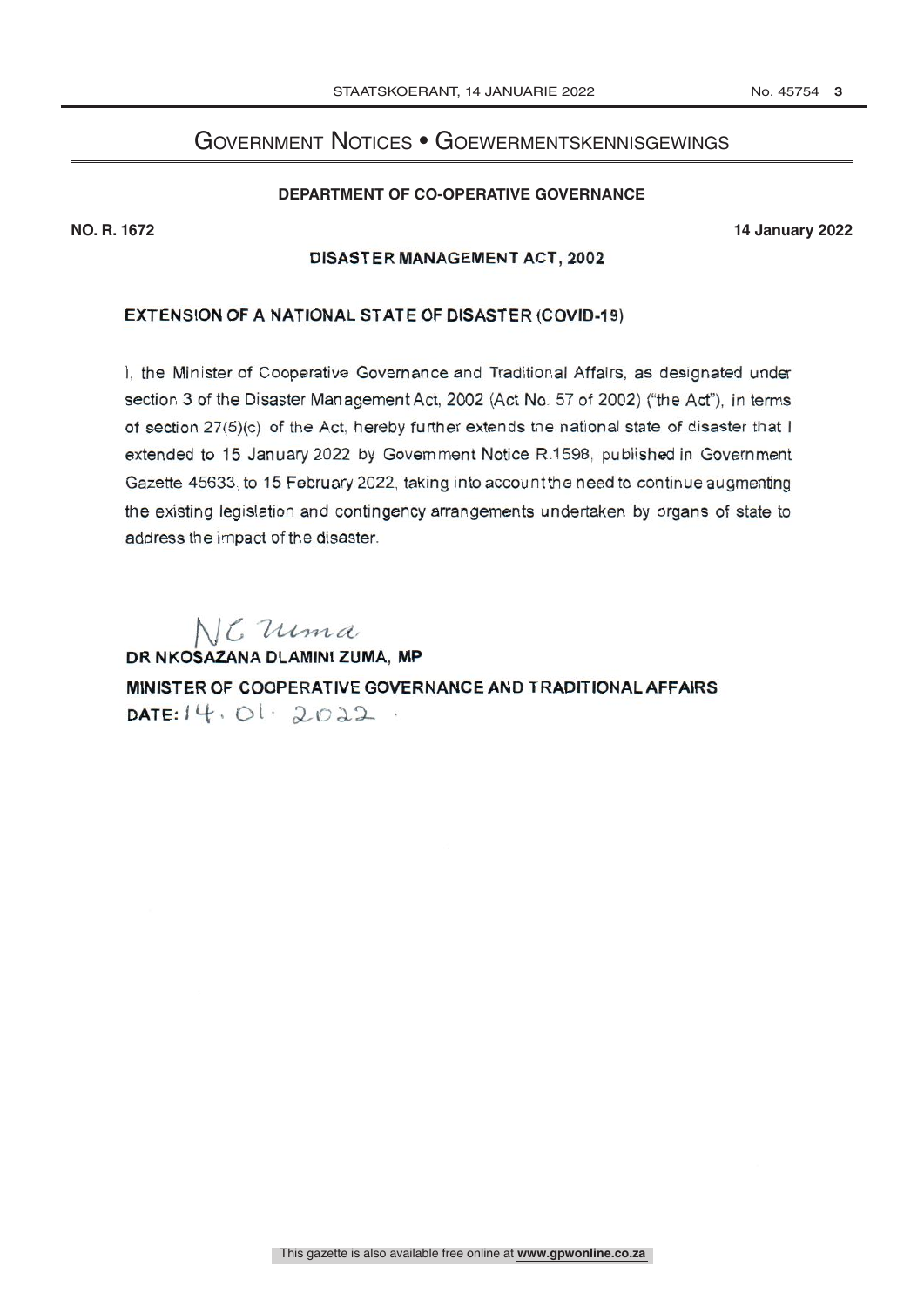# Government Notices • Goewermentskennisgewings

## DEPARTMENT OF CO-OPERATIVE GOVERNANCE

**NO. R. 1672** **14 January 2022**

### DISASTER MANAGEMENT ACT, 2002

### EXTENSION OF A NATIONAL STATE OF DISASTER (COVID-19)

I, the Minister of Cooperative Governance and Traditional Affairs, as designated under section 3 of the Disaster Management Act, 2002 (Act No. 57 of 2002) ("the Act"), in terms of section 27(5)(c) of the Act, hereby further extends the national state of disaster that I extended to 15 January 2022 by Government Notice R.1598, published in Government Gazette 45633, to 15 February 2022, taking into account the need to continue augmenting the existing legislation and contingency arrangements undertaken by organs of state to address the impact of the disaster.

NC Zuma

**DR NKOSAZANA DLAMINI ZUMA, MP**

**MINISTER OF COOPERATIVE GOVERNANCE AND TRADITIONAL AFFAIRS**

**DATE:** 14.01.2022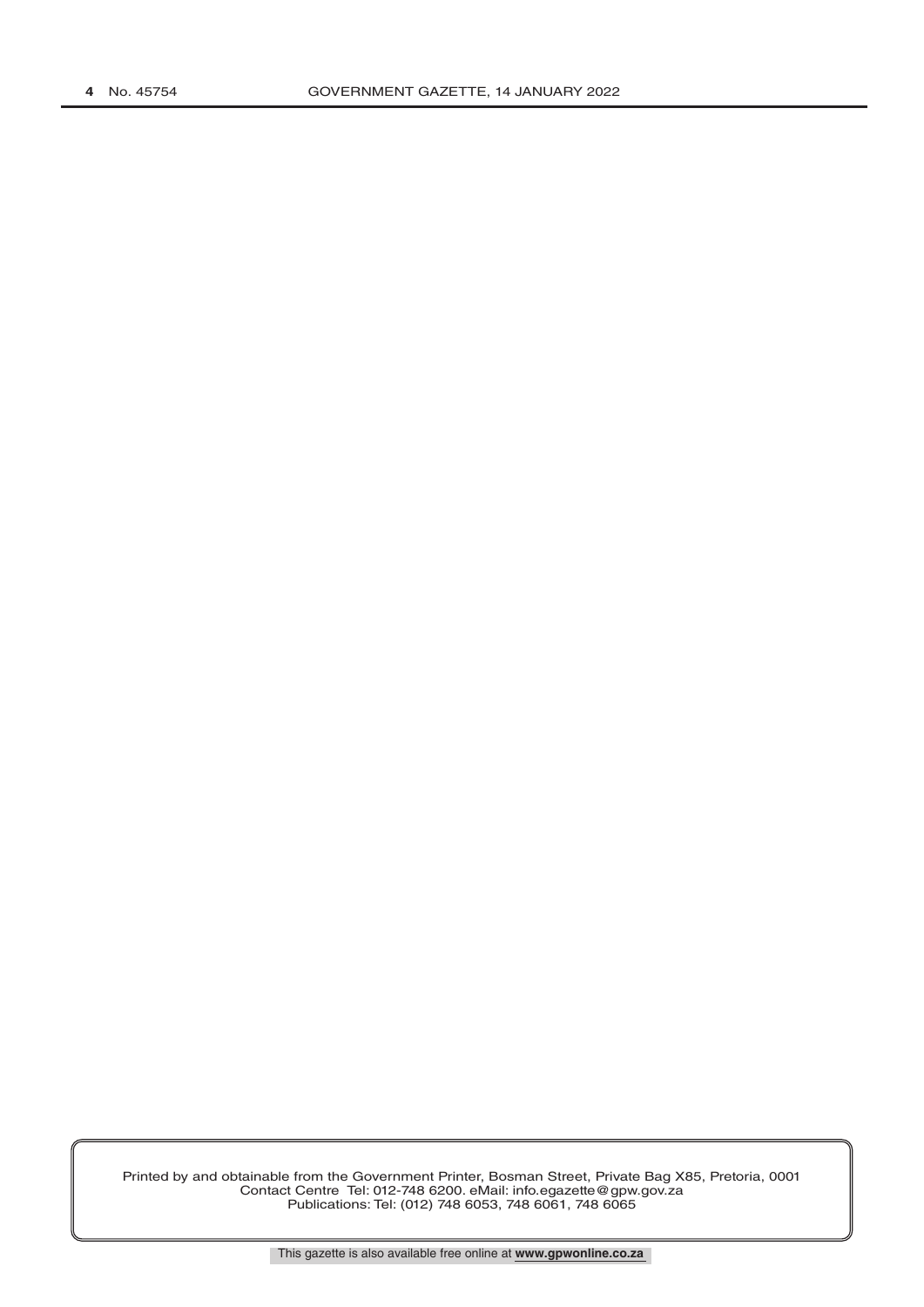Printed by and obtainable from the Government Printer, Bosman Street, Private Bag X85, Pretoria, 0001
Contact Centre Tel: 012-748 6200. eMail: info.egazette@gpw.gov.za
Publications: Tel: (012) 748 6053, 748 6061, 748 6065

This gazette is also available free online at **www.gpwonline.co.za**